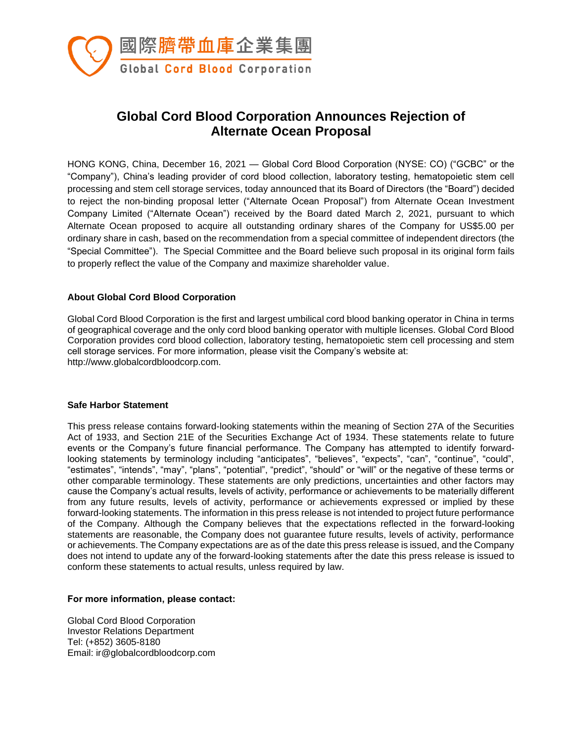國際臍帶血庫企業集團

Global Cord Blood Corporation

# Global Cord Blood Corporation Announces Rejection of Alternate Ocean Proposal

HONG KONG, China, December 16, 2021 — Global Cord Blood Corporation (NYSE: CO) ("GCBC" or the "Company"), China's leading provider of cord blood collection, laboratory testing, hematopoietic stem cell processing and stem cell storage services, today announced that its Board of Directors (the "Board") decided to reject the non-binding proposal letter ("Alternate Ocean Proposal") from Alternate Ocean Investment Company Limited ("Alternate Ocean") received by the Board dated March 2, 2021, pursuant to which Alternate Ocean proposed to acquire all outstanding ordinary shares of the Company for US$5.00 per ordinary share in cash, based on the recommendation from a special committee of independent directors (the "Special Committee"). The Special Committee and the Board believe such proposal in its original form fails to properly reflect the value of the Company and maximize shareholder value.

**About Global Cord Blood Corporation**

Global Cord Blood Corporation is the first and largest umbilical cord blood banking operator in China in terms of geographical coverage and the only cord blood banking operator with multiple licenses. Global Cord Blood Corporation provides cord blood collection, laboratory testing, hematopoietic stem cell processing and stem cell storage services. For more information, please visit the Company's website at: http://www.globalcordbloodcorp.com.

**Safe Harbor Statement**

This press release contains forward-looking statements within the meaning of Section 27A of the Securities Act of 1933, and Section 21E of the Securities Exchange Act of 1934. These statements relate to future events or the Company's future financial performance. The Company has attempted to identify forward-looking statements by terminology including "anticipates", "believes", "expects", "can", "continue", "could", "estimates", "intends", "may", "plans", "potential", "predict", "should" or "will" or the negative of these terms or other comparable terminology. These statements are only predictions, uncertainties and other factors may cause the Company's actual results, levels of activity, performance or achievements to be materially different from any future results, levels of activity, performance or achievements expressed or implied by these forward-looking statements. The information in this press release is not intended to project future performance of the Company. Although the Company believes that the expectations reflected in the forward-looking statements are reasonable, the Company does not guarantee future results, levels of activity, performance or achievements. The Company expectations are as of the date this press release is issued, and the Company does not intend to update any of the forward-looking statements after the date this press release is issued to conform these statements to actual results, unless required by law.

**For more information, please contact:**

Global Cord Blood Corporation
Investor Relations Department
Tel: (+852) 3605-8180
Email: ir@globalcordbloodcorp.com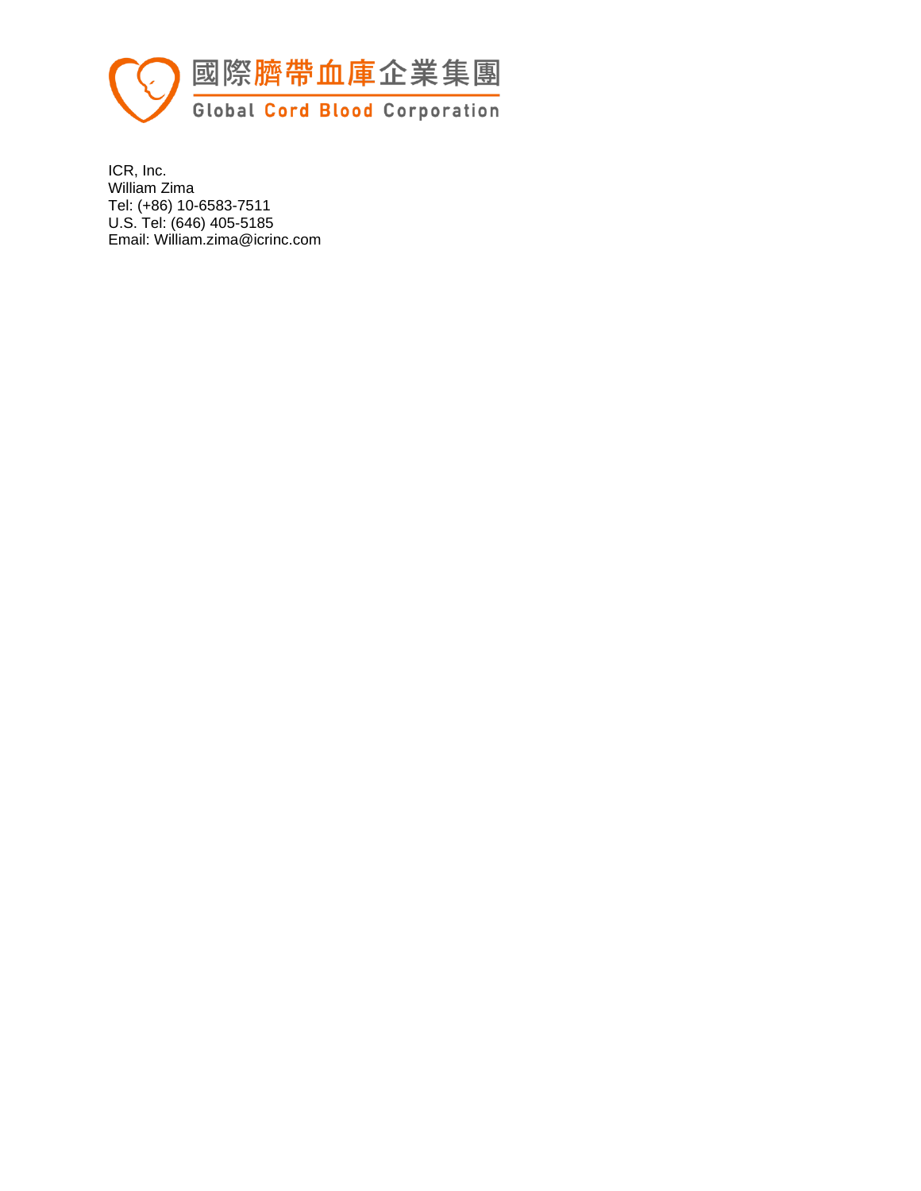國際臍帶血庫企業集團
Global Cord Blood Corporation

ICR, Inc.
William Zima
Tel: (+86) 10-6583-7511
U.S. Tel: (646) 405-5185
Email: William.zima@icrinc.com